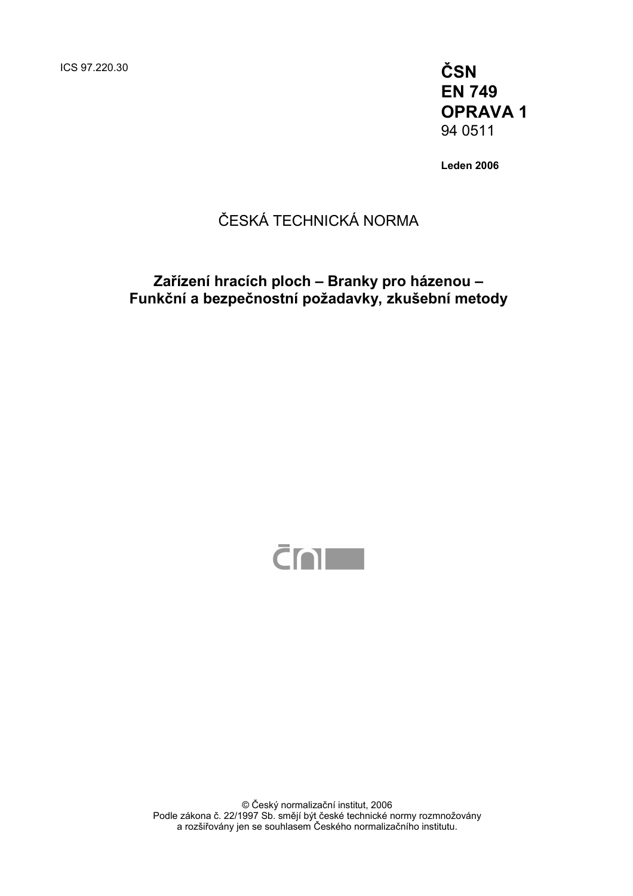ICS 97.220.30

**ČSN**
**EN 749**
**OPRAVA 1**
94 0511

**Leden 2006**

ČESKÁ TECHNICKÁ NORMA

**Zařízení hracích ploch – Branky pro házenou –**
**Funkční a bezpečnostní požadavky, zkušební metody**

© Český normalizační institut, 2006
Podle zákona č. 22/1997 Sb. smějí být české technické normy rozmnožovány
a rozšiřovány jen se souhlasem Českého normalizačního institutu.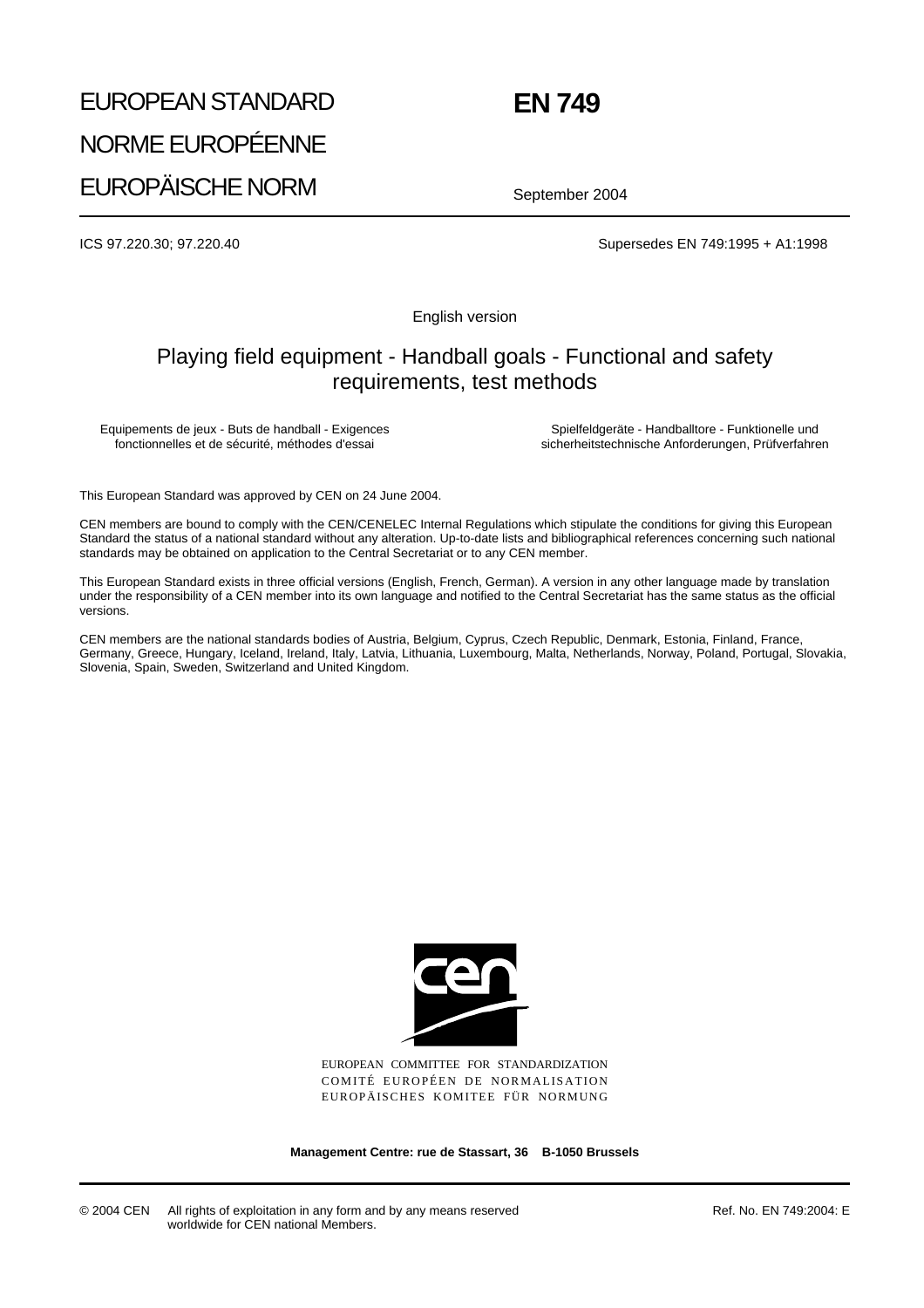# EUROPEAN STANDARD
# NORME EUROPÉENNE
# EUROPÄISCHE NORM

# EN 749

September 2004

ICS 97.220.30; 97.220.40

Supersedes EN 749:1995 + A1:1998

English version

## Playing field equipment - Handball goals - Functional and safety requirements, test methods

Equipements de jeux - Buts de handball - Exigences fonctionnelles et de sécurité, méthodes d'essai

Spielfeldgeräte - Handballtore - Funktionelle und sicherheitstechnische Anforderungen, Prüfverfahren

This European Standard was approved by CEN on 24 June 2004.

CEN members are bound to comply with the CEN/CENELEC Internal Regulations which stipulate the conditions for giving this European Standard the status of a national standard without any alteration. Up-to-date lists and bibliographical references concerning such national standards may be obtained on application to the Central Secretariat or to any CEN member.

This European Standard exists in three official versions (English, French, German). A version in any other language made by translation under the responsibility of a CEN member into its own language and notified to the Central Secretariat has the same status as the official versions.

CEN members are the national standards bodies of Austria, Belgium, Cyprus, Czech Republic, Denmark, Estonia, Finland, France, Germany, Greece, Hungary, Iceland, Ireland, Italy, Latvia, Lithuania, Luxembourg, Malta, Netherlands, Norway, Poland, Portugal, Slovakia, Slovenia, Spain, Sweden, Switzerland and United Kingdom.

EUROPEAN COMMITTEE FOR STANDARDIZATION
COMITÉ EUROPÉEN DE NORMALISATION
EUROPÄISCHES KOMITEE FÜR NORMUNG

**Management Centre: rue de Stassart, 36 B-1050 Brussels**

© 2004 CEN All rights of exploitation in any form and by any means reserved worldwide for CEN national Members.

Ref. No. EN 749:2004: E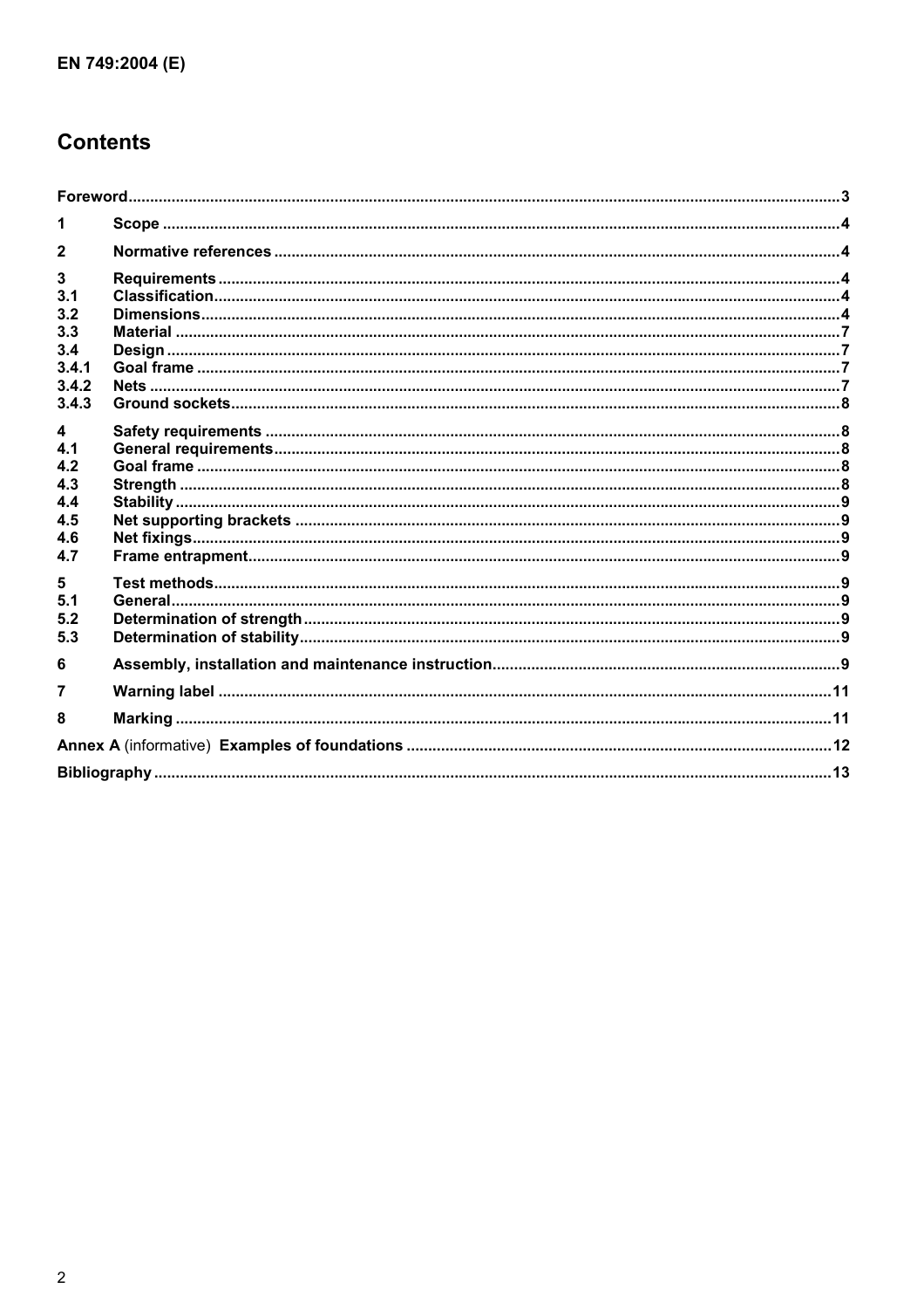# Contents

| | | |
|---|---|---|
| **Foreword** | | **3** |
| **1** | **Scope** | **4** |
| **2** | **Normative references** | **4** |
| **3** | **Requirements** | **4** |
| **3.1** | **Classification** | **4** |
| **3.2** | **Dimensions** | **4** |
| **3.3** | **Material** | **7** |
| **3.4** | **Design** | **7** |
| **3.4.1** | **Goal frame** | **7** |
| **3.4.2** | **Nets** | **7** |
| **3.4.3** | **Ground sockets** | **8** |
| **4** | **Safety requirements** | **8** |
| **4.1** | **General requirements** | **8** |
| **4.2** | **Goal frame** | **8** |
| **4.3** | **Strength** | **8** |
| **4.4** | **Stability** | **9** |
| **4.5** | **Net supporting brackets** | **9** |
| **4.6** | **Net fixings** | **9** |
| **4.7** | **Frame entrapment** | **9** |
| **5** | **Test methods** | **9** |
| **5.1** | **General** | **9** |
| **5.2** | **Determination of strength** | **9** |
| **5.3** | **Determination of stability** | **9** |
| **6** | **Assembly, installation and maintenance instruction** | **9** |
| **7** | **Warning label** | **11** |
| **8** | **Marking** | **11** |
| **Annex A** (informative) **Examples of foundations** | | **12** |
| **Bibliography** | | **13** |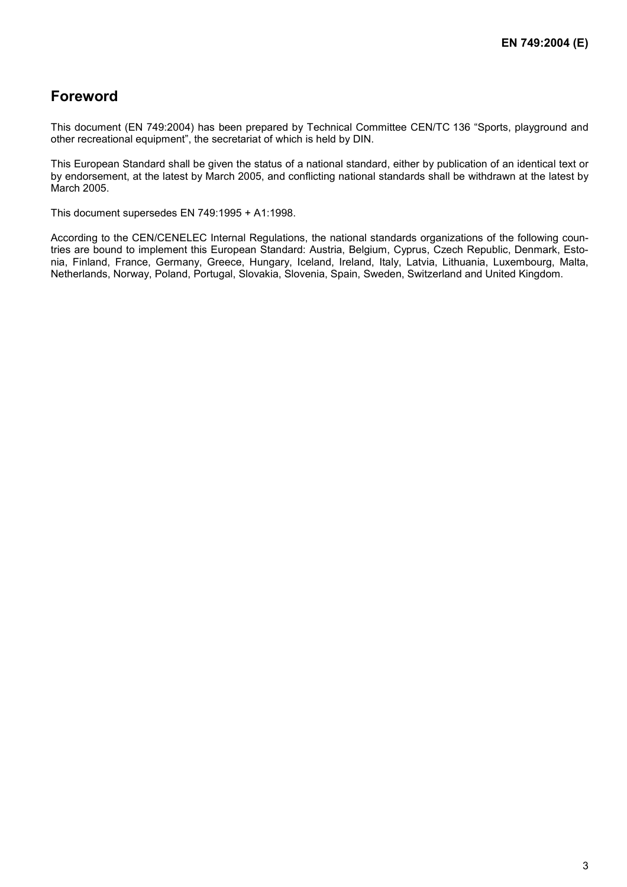## Foreword

This document (EN 749:2004) has been prepared by Technical Committee CEN/TC 136 "Sports, playground and other recreational equipment", the secretariat of which is held by DIN.

This European Standard shall be given the status of a national standard, either by publication of an identical text or by endorsement, at the latest by March 2005, and conflicting national standards shall be withdrawn at the latest by March 2005.

This document supersedes EN 749:1995 + A1:1998.

According to the CEN/CENELEC Internal Regulations, the national standards organizations of the following countries are bound to implement this European Standard: Austria, Belgium, Cyprus, Czech Republic, Denmark, Estonia, Finland, France, Germany, Greece, Hungary, Iceland, Ireland, Italy, Latvia, Lithuania, Luxembourg, Malta, Netherlands, Norway, Poland, Portugal, Slovakia, Slovenia, Spain, Sweden, Switzerland and United Kingdom.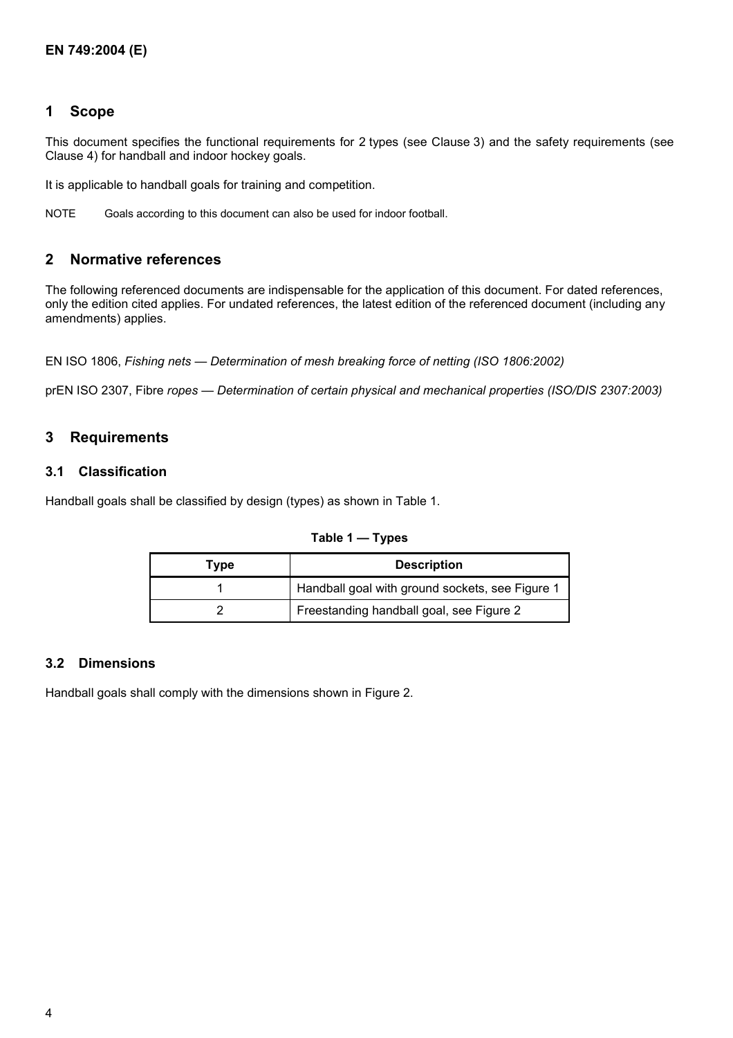## 1 Scope

This document specifies the functional requirements for 2 types (see Clause 3) and the safety requirements (see Clause 4) for handball and indoor hockey goals.

It is applicable to handball goals for training and competition.

NOTE Goals according to this document can also be used for indoor football.

## 2 Normative references

The following referenced documents are indispensable for the application of this document. For dated references, only the edition cited applies. For undated references, the latest edition of the referenced document (including any amendments) applies.

EN ISO 1806, *Fishing nets — Determination of mesh breaking force of netting (ISO 1806:2002)*

prEN ISO 2307, Fibre *ropes — Determination of certain physical and mechanical properties (ISO/DIS 2307:2003)*

## 3 Requirements

### 3.1 Classification

Handball goals shall be classified by design (types) as shown in Table 1.

**Table 1 — Types**

| Type | Description |
|---|---|
| 1 | Handball goal with ground sockets, see Figure 1 |
| 2 | Freestanding handball goal, see Figure 2 |

### 3.2 Dimensions

Handball goals shall comply with the dimensions shown in Figure 2.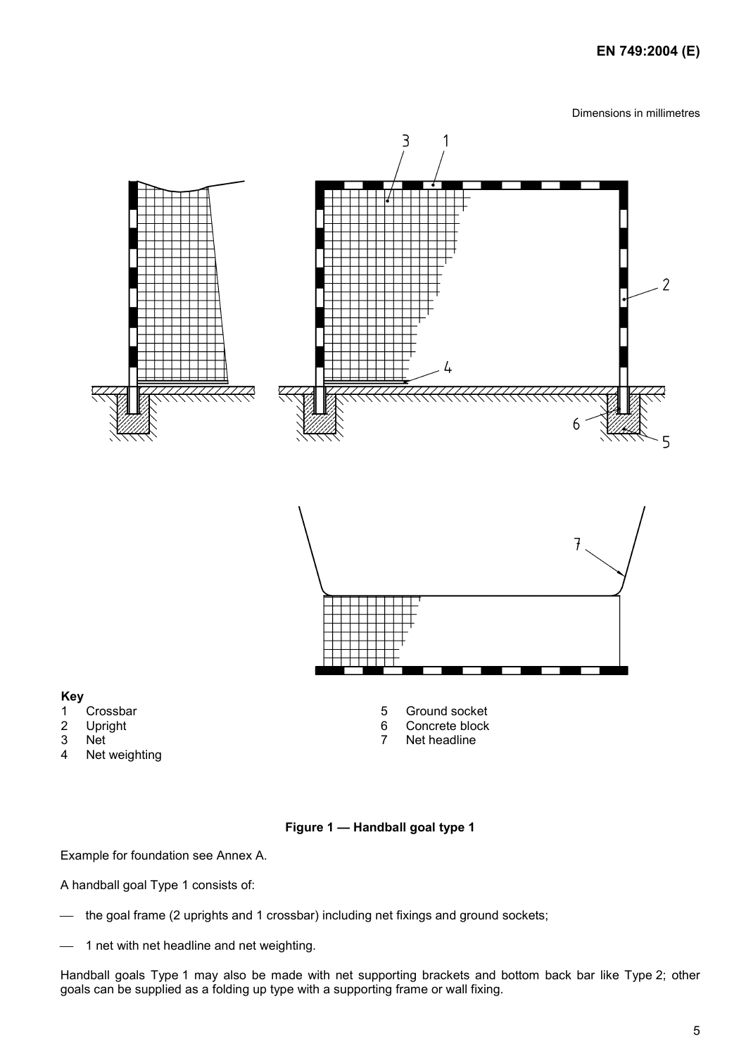Dimensions in millimetres

**Key**

1 Crossbar
2 Upright
3 Net
4 Net weighting
5 Ground socket
6 Concrete block
7 Net headline

**Figure 1 — Handball goal type 1**

Example for foundation see Annex A.

A handball goal Type 1 consists of:

- the goal frame (2 uprights and 1 crossbar) including net fixings and ground sockets;
- 1 net with net headline and net weighting.

Handball goals Type 1 may also be made with net supporting brackets and bottom back bar like Type 2; other goals can be supplied as a folding up type with a supporting frame or wall fixing.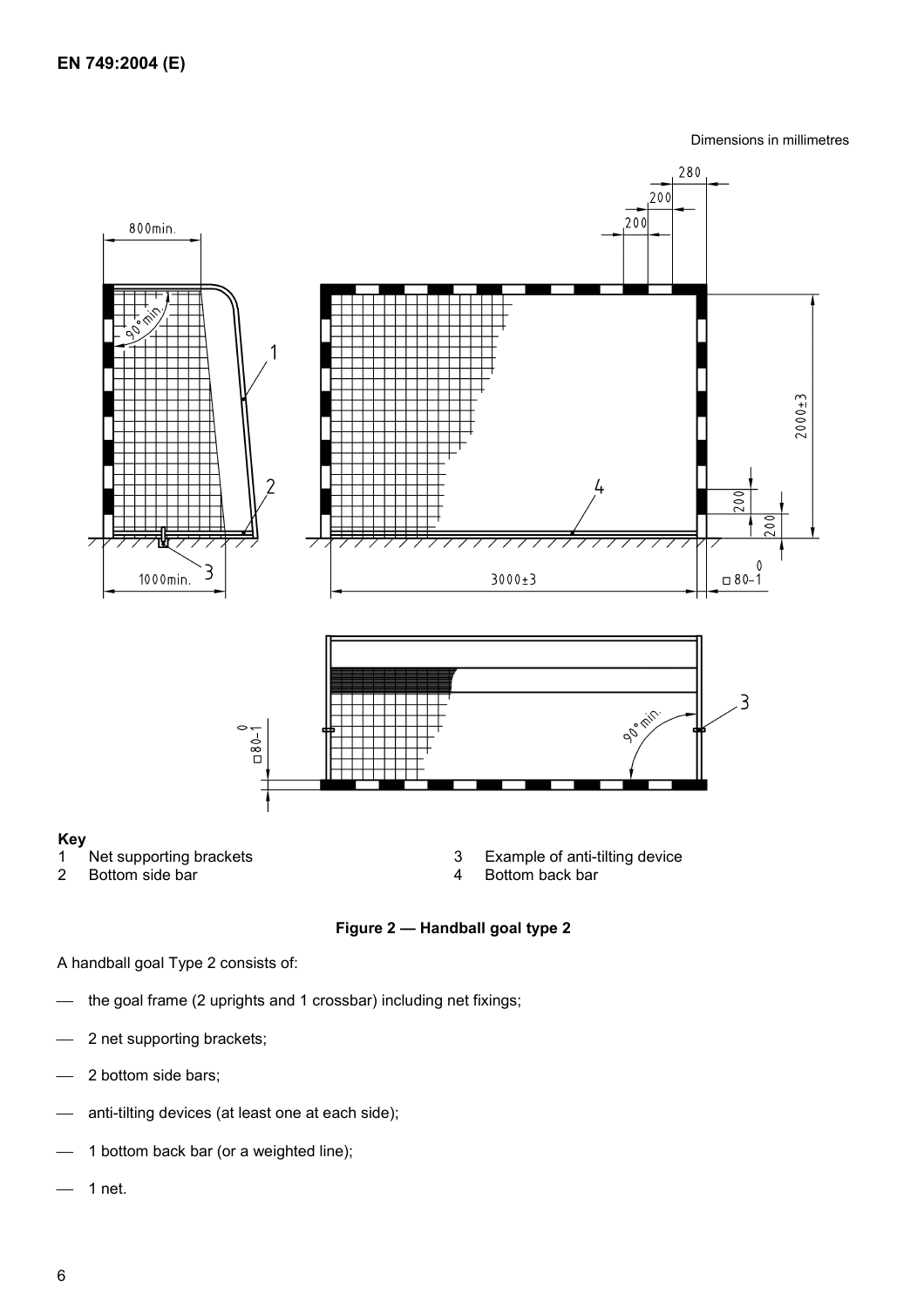Dimensions in millimetres

**Key**

1 Net supporting brackets

2 Bottom side bar

3 Example of anti-tilting device

4 Bottom back bar

**Figure 2 — Handball goal type 2**

A handball goal Type 2 consists of:

- the goal frame (2 uprights and 1 crossbar) including net fixings;
- 2 net supporting brackets;
- 2 bottom side bars;
- anti-tilting devices (at least one at each side);
- 1 bottom back bar (or a weighted line);
- 1 net.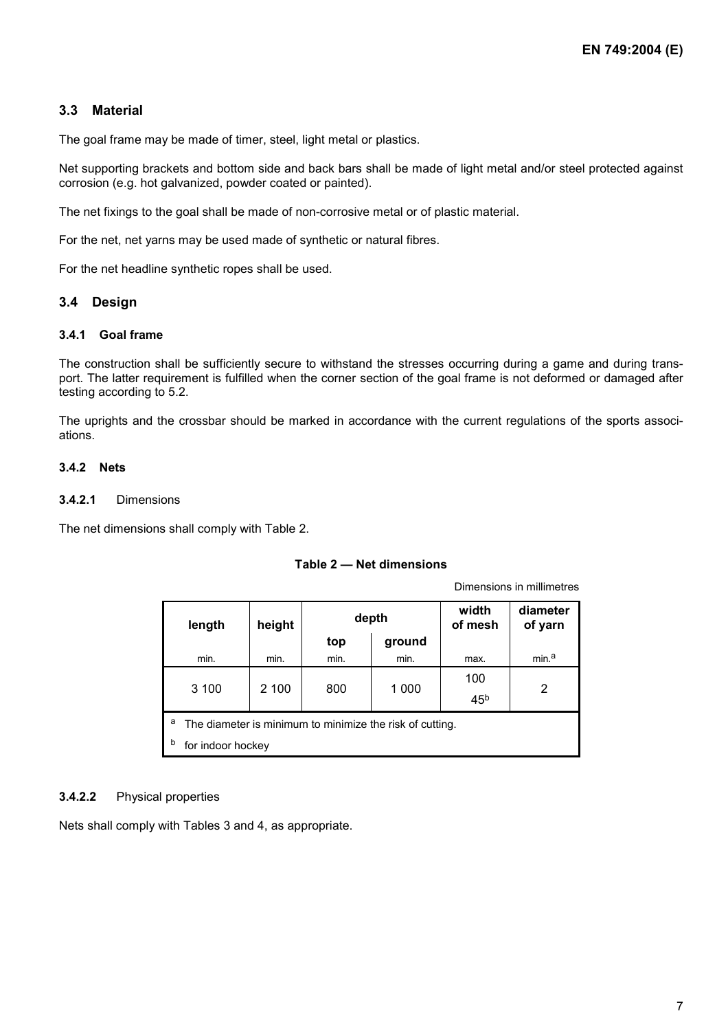## 3.3 Material

The goal frame may be made of timer, steel, light metal or plastics.

Net supporting brackets and bottom side and back bars shall be made of light metal and/or steel protected against corrosion (e.g. hot galvanized, powder coated or painted).

The net fixings to the goal shall be made of non-corrosive metal or of plastic material.

For the net, net yarns may be used made of synthetic or natural fibres.

For the net headline synthetic ropes shall be used.

## 3.4 Design

### 3.4.1 Goal frame

The construction shall be sufficiently secure to withstand the stresses occurring during a game and during transport. The latter requirement is fulfilled when the corner section of the goal frame is not deformed or damaged after testing according to 5.2.

The uprights and the crossbar should be marked in accordance with the current regulations of the sports associations.

### 3.4.2 Nets

#### 3.4.2.1 Dimensions

The net dimensions shall comply with Table 2.

**Table 2 — Net dimensions**

Dimensions in millimetres

| length | height | depth | | width of mesh | diameter of yarn |
|---|---|---|---|---|---|
| | | top | ground | | |
| min. | min. | min. | min. | max. | min.[a] |
| 3 100 | 2 100 | 800 | 1 000 | 100<br>45[b] | 2 |

[a] The diameter is minimum to minimize the risk of cutting.

[b] for indoor hockey

#### 3.4.2.2 Physical properties

Nets shall comply with Tables 3 and 4, as appropriate.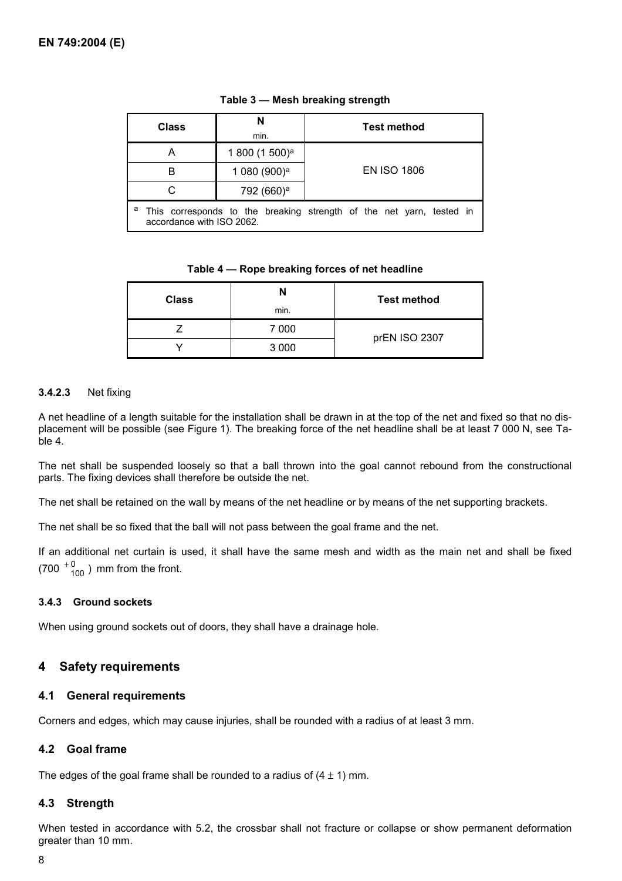**Table 3 — Mesh breaking strength**

| Class | N<br>min. | Test method |
|---|---|---|
| A | 1 800 (1 500)[a] | EN ISO 1806 |
| B | 1 080 (900)[a] | |
| C | 792 (660)[a] | |

[a] This corresponds to the breaking strength of the net yarn, tested in accordance with ISO 2062.

**Table 4 — Rope breaking forces of net headline**

| Class | N<br>min. | Test method |
|---|---|---|
| Z | 7 000 | prEN ISO 2307 |
| Y | 3 000 | |

#### 3.4.2.3 Net fixing

A net headline of a length suitable for the installation shall be drawn in at the top of the net and fixed so that no displacement will be possible (see Figure 1). The breaking force of the net headline shall be at least 7 000 N, see Table 4.

The net shall be suspended loosely so that a ball thrown into the goal cannot rebound from the constructional parts. The fixing devices shall therefore be outside the net.

The net shall be retained on the wall by means of the net headline or by means of the net supporting brackets.

The net shall be so fixed that the ball will not pass between the goal frame and the net.

If an additional net curtain is used, it shall have the same mesh and width as the main net and shall be fixed ($700\ ^{+0}_{100}$) mm from the front.

### 3.4.3 Ground sockets

When using ground sockets out of doors, they shall have a drainage hole.

## 4 Safety requirements

### 4.1 General requirements

Corners and edges, which may cause injuries, shall be rounded with a radius of at least 3 mm.

### 4.2 Goal frame

The edges of the goal frame shall be rounded to a radius of ($4 \pm 1$) mm.

### 4.3 Strength

When tested in accordance with 5.2, the crossbar shall not fracture or collapse or show permanent deformation greater than 10 mm.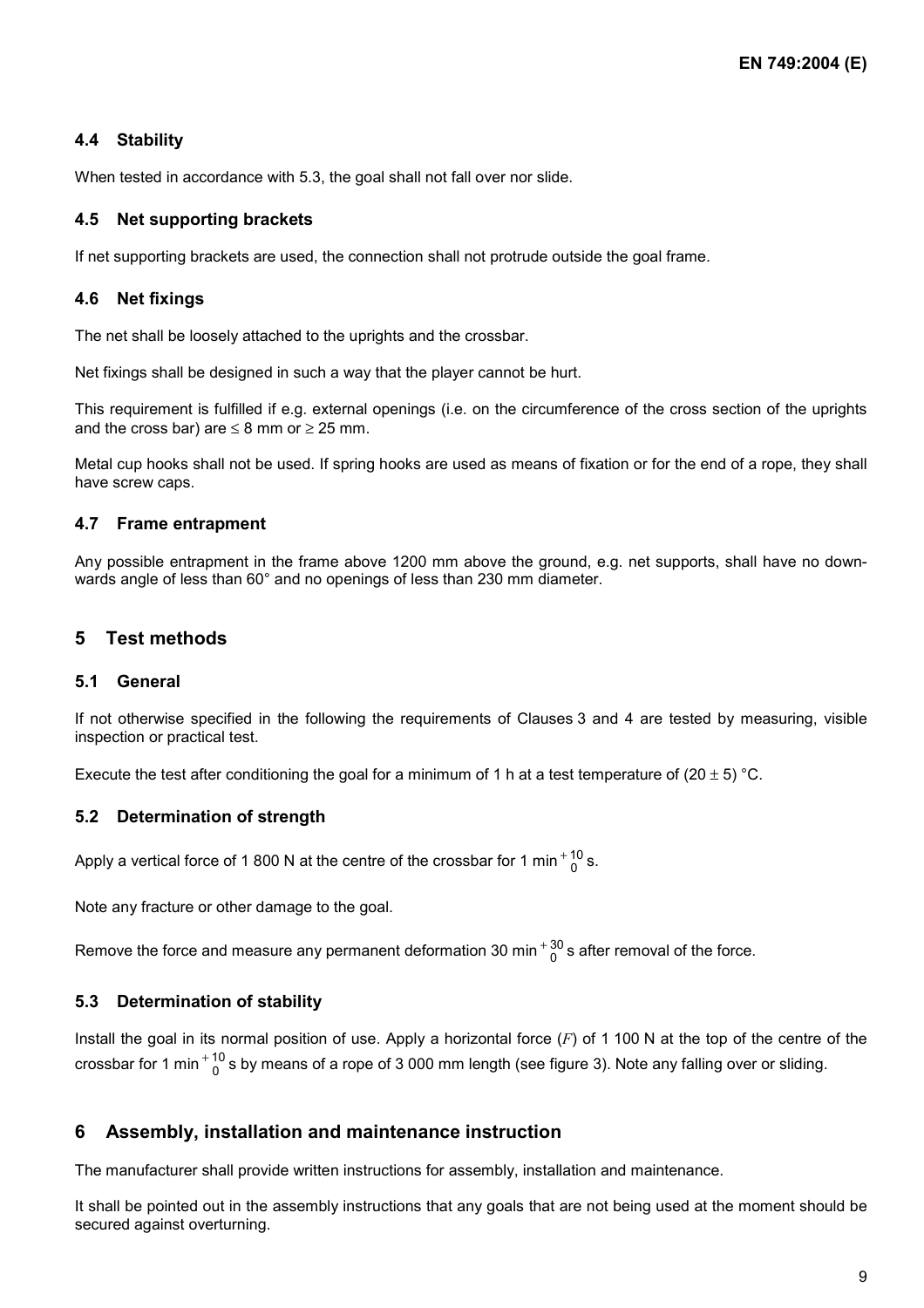### 4.4 Stability

When tested in accordance with 5.3, the goal shall not fall over nor slide.

### 4.5 Net supporting brackets

If net supporting brackets are used, the connection shall not protrude outside the goal frame.

### 4.6 Net fixings

The net shall be loosely attached to the uprights and the crossbar.

Net fixings shall be designed in such a way that the player cannot be hurt.

This requirement is fulfilled if e.g. external openings (i.e. on the circumference of the cross section of the uprights and the cross bar) are ≤ 8 mm or ≥ 25 mm.

Metal cup hooks shall not be used. If spring hooks are used as means of fixation or for the end of a rope, they shall have screw caps.

### 4.7 Frame entrapment

Any possible entrapment in the frame above 1200 mm above the ground, e.g. net supports, shall have no downwards angle of less than 60° and no openings of less than 230 mm diameter.

## 5 Test methods

### 5.1 General

If not otherwise specified in the following the requirements of Clauses 3 and 4 are tested by measuring, visible inspection or practical test.

Execute the test after conditioning the goal for a minimum of 1 h at a test temperature of (20 ± 5) °C.

### 5.2 Determination of strength

Apply a vertical force of 1 800 N at the centre of the crossbar for 1 min $^{+10}_{0}$ s.

Note any fracture or other damage to the goal.

Remove the force and measure any permanent deformation 30 min $^{+30}_{0}$ s after removal of the force.

### 5.3 Determination of stability

Install the goal in its normal position of use. Apply a horizontal force ($F$) of 1 100 N at the top of the centre of the crossbar for 1 min $^{+10}_{0}$ s by means of a rope of 3 000 mm length (see figure 3). Note any falling over or sliding.

## 6 Assembly, installation and maintenance instruction

The manufacturer shall provide written instructions for assembly, installation and maintenance.

It shall be pointed out in the assembly instructions that any goals that are not being used at the moment should be secured against overturning.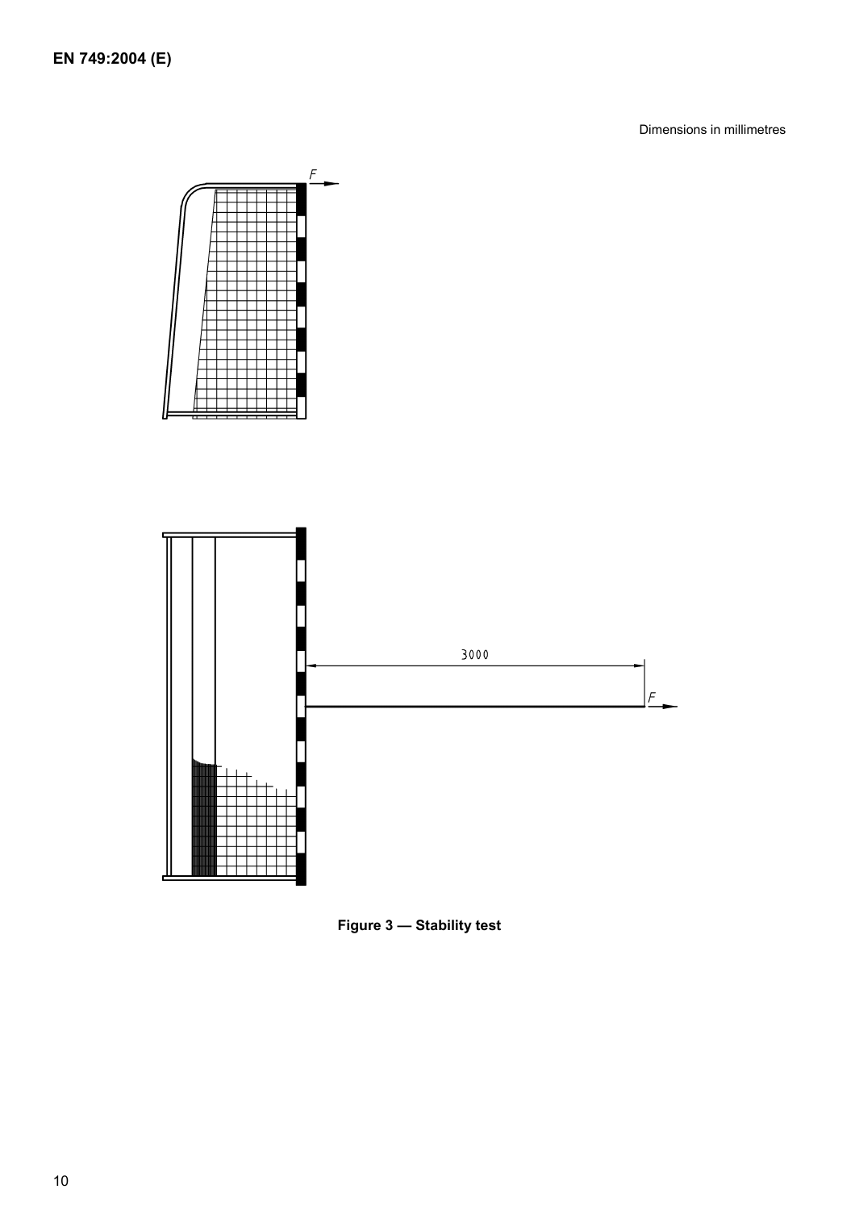Dimensions in millimetres

Figure 3 — Stability test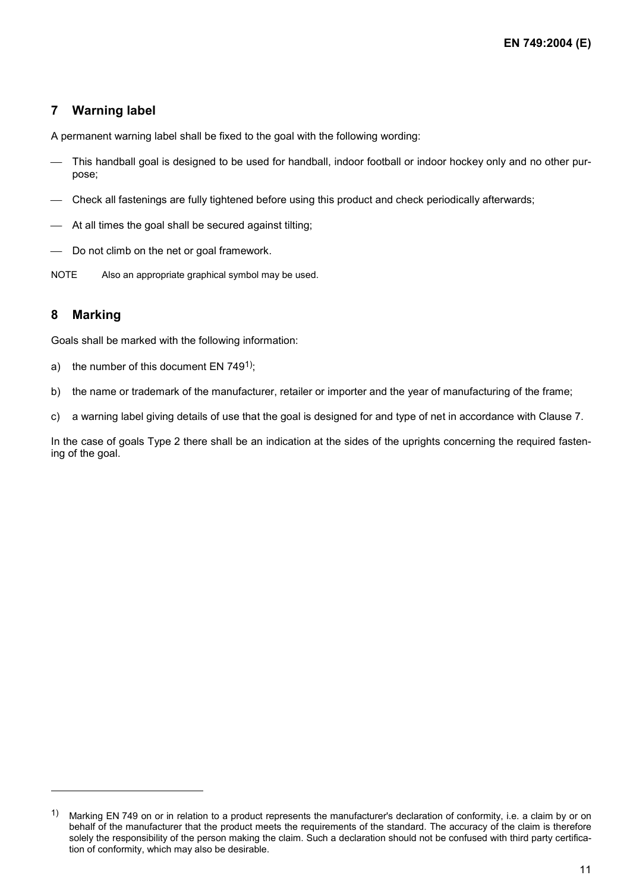## 7 Warning label

A permanent warning label shall be fixed to the goal with the following wording:

- This handball goal is designed to be used for handball, indoor football or indoor hockey only and no other purpose;
- Check all fastenings are fully tightened before using this product and check periodically afterwards;
- At all times the goal shall be secured against tilting;
- Do not climb on the net or goal framework.

NOTE Also an appropriate graphical symbol may be used.

## 8 Marking

Goals shall be marked with the following information:

a) the number of this document EN 749[1)];

b) the name or trademark of the manufacturer, retailer or importer and the year of manufacturing of the frame;

c) a warning label giving details of use that the goal is designed for and type of net in accordance with Clause 7.

In the case of goals Type 2 there shall be an indication at the sides of the uprights concerning the required fastening of the goal.

---

[1)] Marking EN 749 on or in relation to a product represents the manufacturer's declaration of conformity, i.e. a claim by or on behalf of the manufacturer that the product meets the requirements of the standard. The accuracy of the claim is therefore solely the responsibility of the person making the claim. Such a declaration should not be confused with third party certification of conformity, which may also be desirable.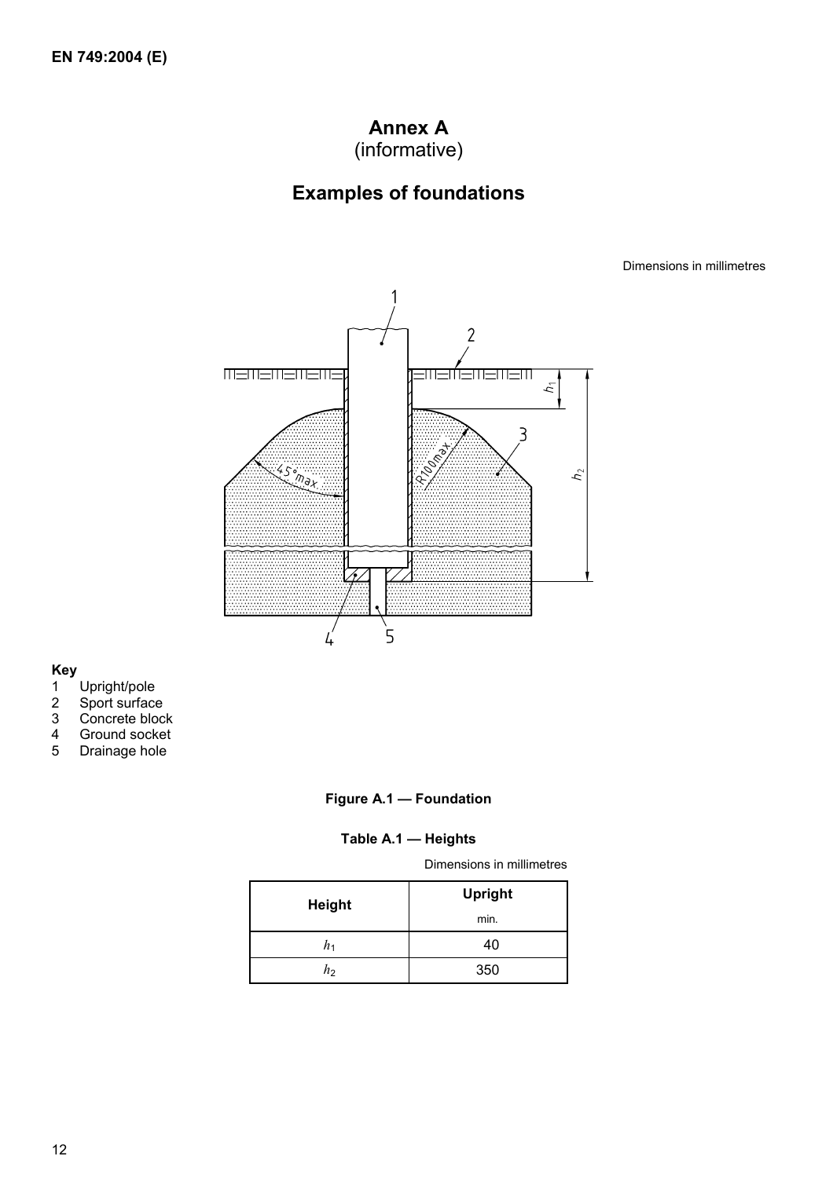# Annex A
(informative)

## Examples of foundations

Dimensions in millimetres

**Key**

1 Upright/pole
2 Sport surface
3 Concrete block
4 Ground socket
5 Drainage hole

**Figure A.1 — Foundation**

**Table A.1 — Heights**

Dimensions in millimetres

| Height | Upright min. |
| --- | --- |
| $h_1$ | 40 |
| $h_2$ | 350 |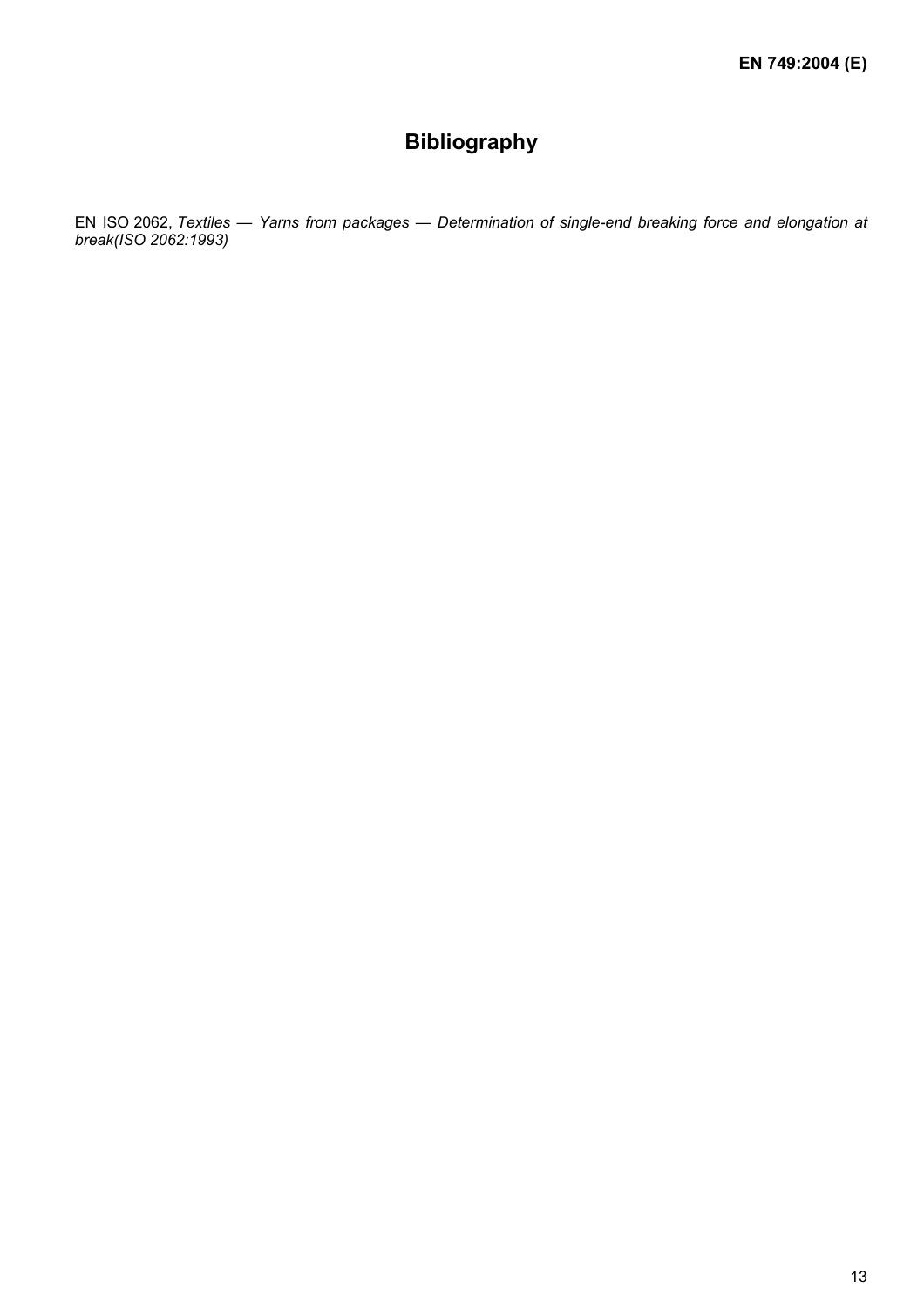# Bibliography

EN ISO 2062, *Textiles — Yarns from packages — Determination of single-end breaking force and elongation at break(ISO 2062:1993)*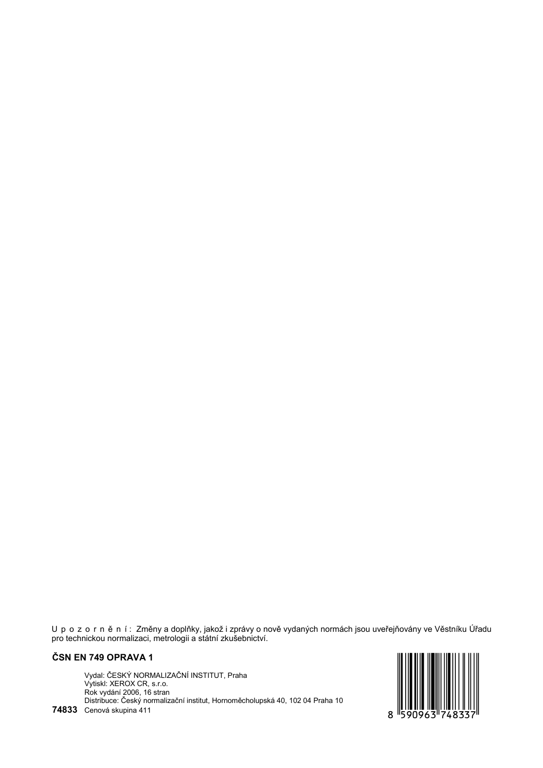Upozornění: Změny a doplňky, jakož i zprávy o nově vydaných normách jsou uveřejňovány ve Věstníku Úřadu pro technickou normalizaci, metrologii a státní zkušebnictví.

**ČSN EN 749 OPRAVA 1**

Vydal: ČESKÝ NORMALIZAČNÍ INSTITUT, Praha
Vytiskl: XEROX CR, s.r.o.
Rok vydání 2006, 16 stran
Distribuce: Český normalizační institut, Hornoměcholupská 40, 102 04 Praha 10

**74833** Cenová skupina 411

8 590963 748337